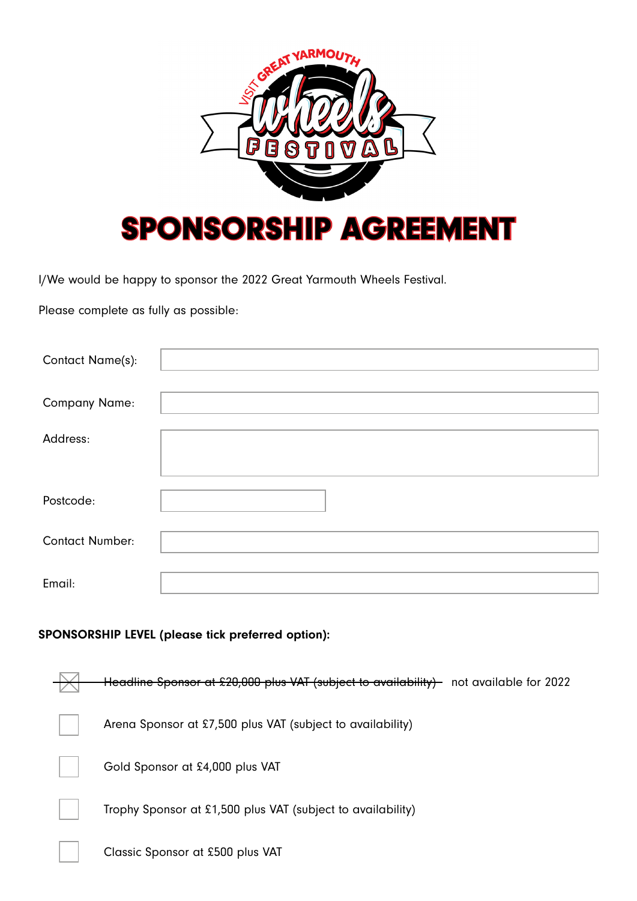VISIT GREAT YARMOUTH wheels FESTIVAL

# SPONSORSHIP AGREEMENT

I/We would be happy to sponsor the 2022 Great Yarmouth Wheels Festival.

Please complete as fully as possible:

| | |
|---|---|
| Contact Name(s): | |
| Company Name: | |
| Address: | |
| Postcode: | |
| Contact Number: | |
| Email: | |

**SPONSORSHIP LEVEL (please tick preferred option):**

- ☒ ~~Headline Sponsor at £20,000 plus VAT (subject to availability)~~ not available for 2022
- ☐ Arena Sponsor at £7,500 plus VAT (subject to availability)
- ☐ Gold Sponsor at £4,000 plus VAT
- ☐ Trophy Sponsor at £1,500 plus VAT (subject to availability)
- ☐ Classic Sponsor at £500 plus VAT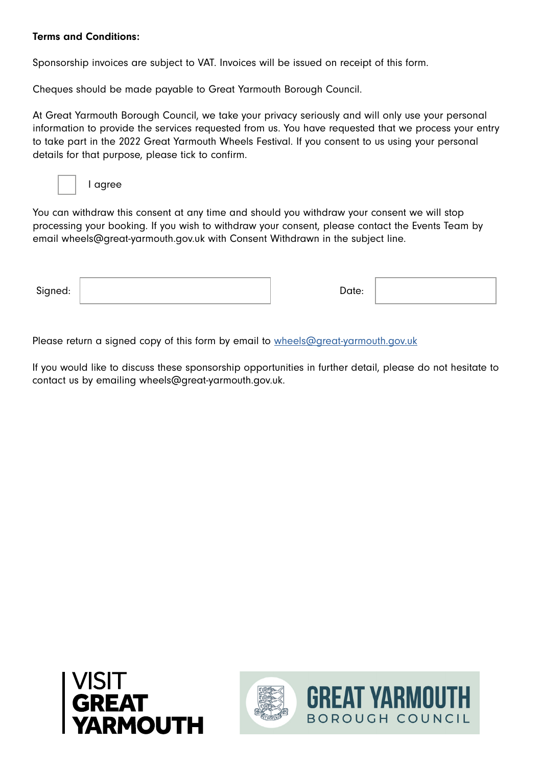**Terms and Conditions:**

Sponsorship invoices are subject to VAT. Invoices will be issued on receipt of this form.

Cheques should be made payable to Great Yarmouth Borough Council.

At Great Yarmouth Borough Council, we take your privacy seriously and will only use your personal information to provide the services requested from us. You have requested that we process your entry to take part in the 2022 Great Yarmouth Wheels Festival. If you consent to us using your personal details for that purpose, please tick to confirm.

☐ I agree

You can withdraw this consent at any time and should you withdraw your consent we will stop processing your booking. If you wish to withdraw your consent, please contact the Events Team by email wheels@great-yarmouth.gov.uk with Consent Withdrawn in the subject line.

Signed: ____________________ Date: ____________

Please return a signed copy of this form by email to wheels@great-yarmouth.gov.uk

If you would like to discuss these sponsorship opportunities in further detail, please do not hesitate to contact us by emailing wheels@great-yarmouth.gov.uk.

VISIT GREAT YARMOUTH

GREAT YARMOUTH BOROUGH COUNCIL